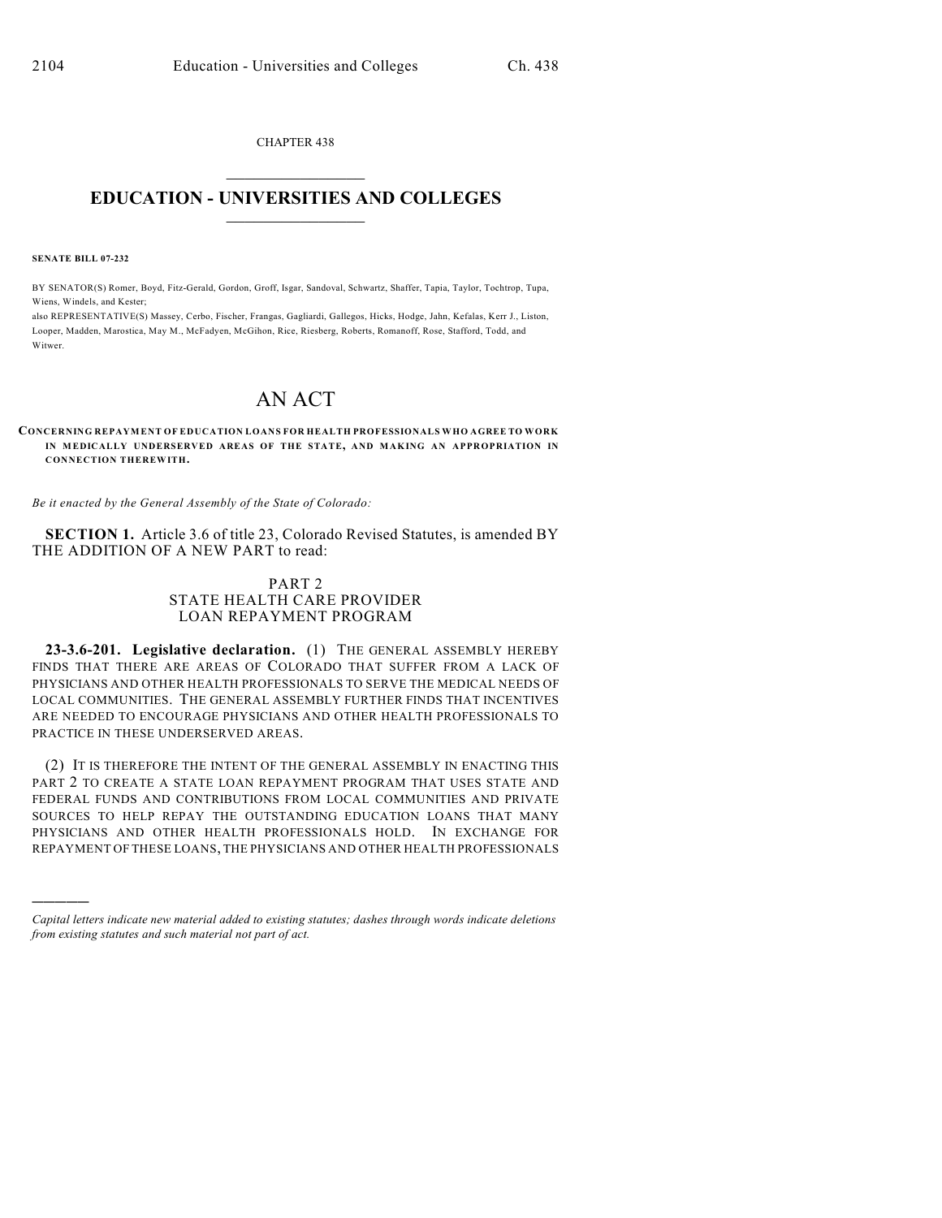CHAPTER 438

# EDUCATION - UNIVERSITIES AND COLLEGES

**SENATE BILL 07-232**

BY SENATOR(S) Romer, Boyd, Fitz-Gerald, Gordon, Groff, Isgar, Sandoval, Schwartz, Shaffer, Tapia, Taylor, Tochtrop, Tupa, Wiens, Windels, and Kester;

also REPRESENTATIVE(S) Massey, Cerbo, Fischer, Frangas, Gagliardi, Gallegos, Hicks, Hodge, Jahn, Kefalas, Kerr J., Liston, Looper, Madden, Marostica, May M., McFadyen, McGihon, Rice, Riesberg, Roberts, Romanoff, Rose, Stafford, Todd, and Witwer.

# AN ACT

**CONCERNING REPAYMENT OF EDUCATION LOANS FOR HEALTH PROFESSIONALS WHO AGREE TO WORK IN MEDICALLY UNDERSERVED AREAS OF THE STATE, AND MAKING AN APPROPRIATION IN CONNECTION THEREWITH.**

*Be it enacted by the General Assembly of the State of Colorado:*

**SECTION 1.** Article 3.6 of title 23, Colorado Revised Statutes, is amended BY THE ADDITION OF A NEW PART to read:

PART 2
STATE HEALTH CARE PROVIDER
LOAN REPAYMENT PROGRAM

**23-3.6-201. Legislative declaration.** (1) THE GENERAL ASSEMBLY HEREBY FINDS THAT THERE ARE AREAS OF COLORADO THAT SUFFER FROM A LACK OF PHYSICIANS AND OTHER HEALTH PROFESSIONALS TO SERVE THE MEDICAL NEEDS OF LOCAL COMMUNITIES. THE GENERAL ASSEMBLY FURTHER FINDS THAT INCENTIVES ARE NEEDED TO ENCOURAGE PHYSICIANS AND OTHER HEALTH PROFESSIONALS TO PRACTICE IN THESE UNDERSERVED AREAS.

(2) IT IS THEREFORE THE INTENT OF THE GENERAL ASSEMBLY IN ENACTING THIS PART 2 TO CREATE A STATE LOAN REPAYMENT PROGRAM THAT USES STATE AND FEDERAL FUNDS AND CONTRIBUTIONS FROM LOCAL COMMUNITIES AND PRIVATE SOURCES TO HELP REPAY THE OUTSTANDING EDUCATION LOANS THAT MANY PHYSICIANS AND OTHER HEALTH PROFESSIONALS HOLD. IN EXCHANGE FOR REPAYMENT OF THESE LOANS, THE PHYSICIANS AND OTHER HEALTH PROFESSIONALS

*Capital letters indicate new material added to existing statutes; dashes through words indicate deletions from existing statutes and such material not part of act.*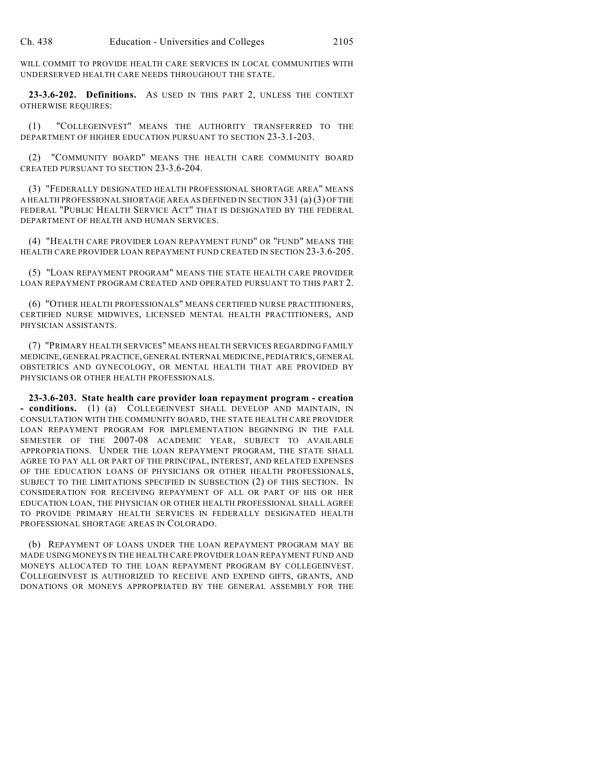WILL COMMIT TO PROVIDE HEALTH CARE SERVICES IN LOCAL COMMUNITIES WITH UNDERSERVED HEALTH CARE NEEDS THROUGHOUT THE STATE.

**23-3.6-202. Definitions.** AS USED IN THIS PART 2, UNLESS THE CONTEXT OTHERWISE REQUIRES:

(1) "COLLEGEINVEST" MEANS THE AUTHORITY TRANSFERRED TO THE DEPARTMENT OF HIGHER EDUCATION PURSUANT TO SECTION 23-3.1-203.

(2) "COMMUNITY BOARD" MEANS THE HEALTH CARE COMMUNITY BOARD CREATED PURSUANT TO SECTION 23-3.6-204.

(3) "FEDERALLY DESIGNATED HEALTH PROFESSIONAL SHORTAGE AREA" MEANS A HEALTH PROFESSIONAL SHORTAGE AREA AS DEFINED IN SECTION 331 (a) (3) OF THE FEDERAL "PUBLIC HEALTH SERVICE ACT" THAT IS DESIGNATED BY THE FEDERAL DEPARTMENT OF HEALTH AND HUMAN SERVICES.

(4) "HEALTH CARE PROVIDER LOAN REPAYMENT FUND" OR "FUND" MEANS THE HEALTH CARE PROVIDER LOAN REPAYMENT FUND CREATED IN SECTION 23-3.6-205.

(5) "LOAN REPAYMENT PROGRAM" MEANS THE STATE HEALTH CARE PROVIDER LOAN REPAYMENT PROGRAM CREATED AND OPERATED PURSUANT TO THIS PART 2.

(6) "OTHER HEALTH PROFESSIONALS" MEANS CERTIFIED NURSE PRACTITIONERS, CERTIFIED NURSE MIDWIVES, LICENSED MENTAL HEALTH PRACTITIONERS, AND PHYSICIAN ASSISTANTS.

(7) "PRIMARY HEALTH SERVICES" MEANS HEALTH SERVICES REGARDING FAMILY MEDICINE, GENERAL PRACTICE, GENERAL INTERNAL MEDICINE, PEDIATRICS, GENERAL OBSTETRICS AND GYNECOLOGY, OR MENTAL HEALTH THAT ARE PROVIDED BY PHYSICIANS OR OTHER HEALTH PROFESSIONALS.

**23-3.6-203. State health care provider loan repayment program - creation - conditions.** (1) (a) COLLEGEINVEST SHALL DEVELOP AND MAINTAIN, IN CONSULTATION WITH THE COMMUNITY BOARD, THE STATE HEALTH CARE PROVIDER LOAN REPAYMENT PROGRAM FOR IMPLEMENTATION BEGINNING IN THE FALL SEMESTER OF THE 2007-08 ACADEMIC YEAR, SUBJECT TO AVAILABLE APPROPRIATIONS. UNDER THE LOAN REPAYMENT PROGRAM, THE STATE SHALL AGREE TO PAY ALL OR PART OF THE PRINCIPAL, INTEREST, AND RELATED EXPENSES OF THE EDUCATION LOANS OF PHYSICIANS OR OTHER HEALTH PROFESSIONALS, SUBJECT TO THE LIMITATIONS SPECIFIED IN SUBSECTION (2) OF THIS SECTION. IN CONSIDERATION FOR RECEIVING REPAYMENT OF ALL OR PART OF HIS OR HER EDUCATION LOAN, THE PHYSICIAN OR OTHER HEALTH PROFESSIONAL SHALL AGREE TO PROVIDE PRIMARY HEALTH SERVICES IN FEDERALLY DESIGNATED HEALTH PROFESSIONAL SHORTAGE AREAS IN COLORADO.

(b) REPAYMENT OF LOANS UNDER THE LOAN REPAYMENT PROGRAM MAY BE MADE USING MONEYS IN THE HEALTH CARE PROVIDER LOAN REPAYMENT FUND AND MONEYS ALLOCATED TO THE LOAN REPAYMENT PROGRAM BY COLLEGEINVEST. COLLEGEINVEST IS AUTHORIZED TO RECEIVE AND EXPEND GIFTS, GRANTS, AND DONATIONS OR MONEYS APPROPRIATED BY THE GENERAL ASSEMBLY FOR THE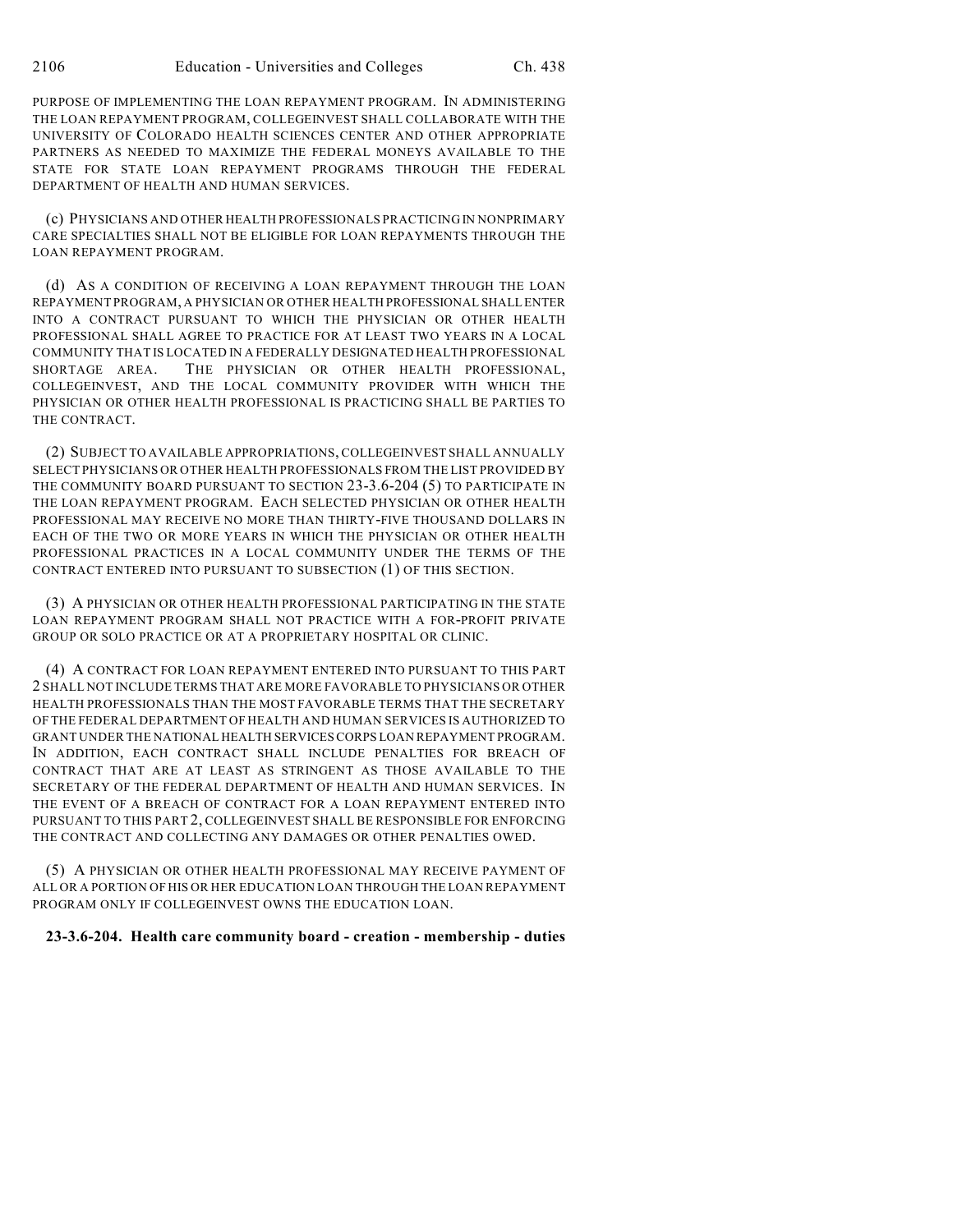PURPOSE OF IMPLEMENTING THE LOAN REPAYMENT PROGRAM. IN ADMINISTERING THE LOAN REPAYMENT PROGRAM, COLLEGEINVEST SHALL COLLABORATE WITH THE UNIVERSITY OF COLORADO HEALTH SCIENCES CENTER AND OTHER APPROPRIATE PARTNERS AS NEEDED TO MAXIMIZE THE FEDERAL MONEYS AVAILABLE TO THE STATE FOR STATE LOAN REPAYMENT PROGRAMS THROUGH THE FEDERAL DEPARTMENT OF HEALTH AND HUMAN SERVICES.

(c) PHYSICIANS AND OTHER HEALTH PROFESSIONALS PRACTICING IN NONPRIMARY CARE SPECIALTIES SHALL NOT BE ELIGIBLE FOR LOAN REPAYMENTS THROUGH THE LOAN REPAYMENT PROGRAM.

(d) AS A CONDITION OF RECEIVING A LOAN REPAYMENT THROUGH THE LOAN REPAYMENT PROGRAM, A PHYSICIAN OR OTHER HEALTH PROFESSIONAL SHALL ENTER INTO A CONTRACT PURSUANT TO WHICH THE PHYSICIAN OR OTHER HEALTH PROFESSIONAL SHALL AGREE TO PRACTICE FOR AT LEAST TWO YEARS IN A LOCAL COMMUNITY THAT IS LOCATED IN A FEDERALLY DESIGNATED HEALTH PROFESSIONAL SHORTAGE AREA. THE PHYSICIAN OR OTHER HEALTH PROFESSIONAL, COLLEGEINVEST, AND THE LOCAL COMMUNITY PROVIDER WITH WHICH THE PHYSICIAN OR OTHER HEALTH PROFESSIONAL IS PRACTICING SHALL BE PARTIES TO THE CONTRACT.

(2) SUBJECT TO AVAILABLE APPROPRIATIONS, COLLEGEINVEST SHALL ANNUALLY SELECT PHYSICIANS OR OTHER HEALTH PROFESSIONALS FROM THE LIST PROVIDED BY THE COMMUNITY BOARD PURSUANT TO SECTION 23-3.6-204 (5) TO PARTICIPATE IN THE LOAN REPAYMENT PROGRAM. EACH SELECTED PHYSICIAN OR OTHER HEALTH PROFESSIONAL MAY RECEIVE NO MORE THAN THIRTY-FIVE THOUSAND DOLLARS IN EACH OF THE TWO OR MORE YEARS IN WHICH THE PHYSICIAN OR OTHER HEALTH PROFESSIONAL PRACTICES IN A LOCAL COMMUNITY UNDER THE TERMS OF THE CONTRACT ENTERED INTO PURSUANT TO SUBSECTION (1) OF THIS SECTION.

(3) A PHYSICIAN OR OTHER HEALTH PROFESSIONAL PARTICIPATING IN THE STATE LOAN REPAYMENT PROGRAM SHALL NOT PRACTICE WITH A FOR-PROFIT PRIVATE GROUP OR SOLO PRACTICE OR AT A PROPRIETARY HOSPITAL OR CLINIC.

(4) A CONTRACT FOR LOAN REPAYMENT ENTERED INTO PURSUANT TO THIS PART 2 SHALL NOT INCLUDE TERMS THAT ARE MORE FAVORABLE TO PHYSICIANS OR OTHER HEALTH PROFESSIONALS THAN THE MOST FAVORABLE TERMS THAT THE SECRETARY OF THE FEDERAL DEPARTMENT OF HEALTH AND HUMAN SERVICES IS AUTHORIZED TO GRANT UNDER THE NATIONAL HEALTH SERVICES CORPS LOAN REPAYMENT PROGRAM. IN ADDITION, EACH CONTRACT SHALL INCLUDE PENALTIES FOR BREACH OF CONTRACT THAT ARE AT LEAST AS STRINGENT AS THOSE AVAILABLE TO THE SECRETARY OF THE FEDERAL DEPARTMENT OF HEALTH AND HUMAN SERVICES. IN THE EVENT OF A BREACH OF CONTRACT FOR A LOAN REPAYMENT ENTERED INTO PURSUANT TO THIS PART 2, COLLEGEINVEST SHALL BE RESPONSIBLE FOR ENFORCING THE CONTRACT AND COLLECTING ANY DAMAGES OR OTHER PENALTIES OWED.

(5) A PHYSICIAN OR OTHER HEALTH PROFESSIONAL MAY RECEIVE PAYMENT OF ALL OR A PORTION OF HIS OR HER EDUCATION LOAN THROUGH THE LOAN REPAYMENT PROGRAM ONLY IF COLLEGEINVEST OWNS THE EDUCATION LOAN.

**23-3.6-204. Health care community board - creation - membership - duties**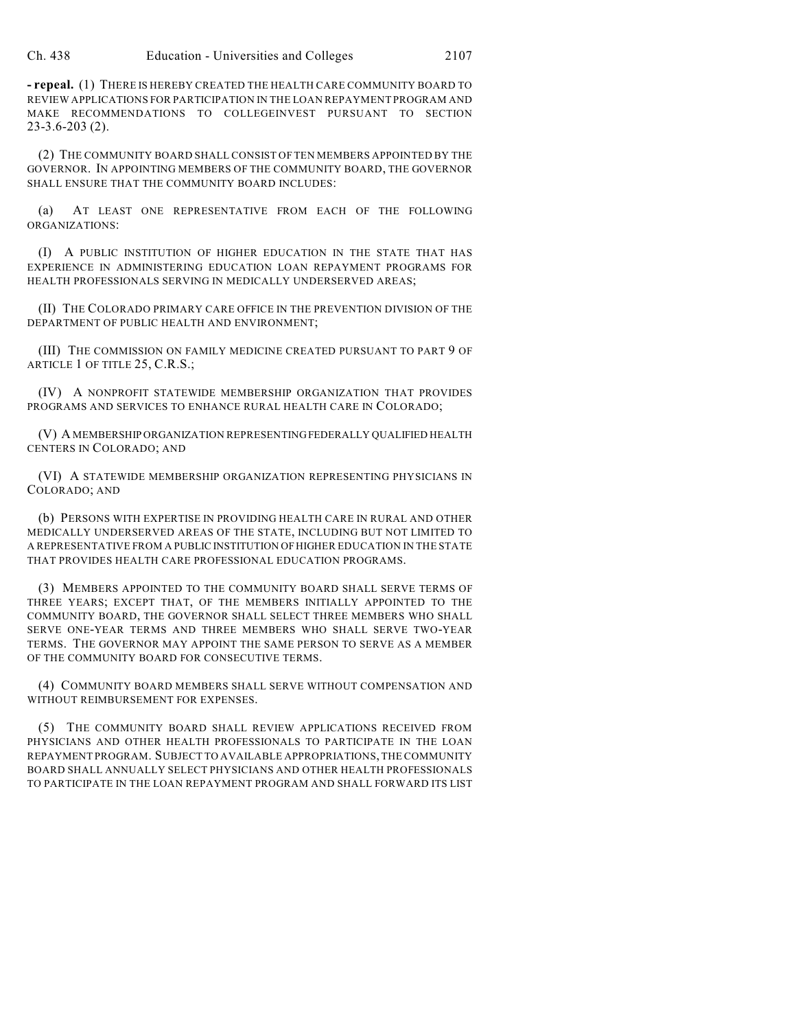**- repeal.** (1) THERE IS HEREBY CREATED THE HEALTH CARE COMMUNITY BOARD TO REVIEW APPLICATIONS FOR PARTICIPATION IN THE LOAN REPAYMENT PROGRAM AND MAKE RECOMMENDATIONS TO COLLEGEINVEST PURSUANT TO SECTION 23-3.6-203 (2).

(2) THE COMMUNITY BOARD SHALL CONSIST OF TEN MEMBERS APPOINTED BY THE GOVERNOR. IN APPOINTING MEMBERS OF THE COMMUNITY BOARD, THE GOVERNOR SHALL ENSURE THAT THE COMMUNITY BOARD INCLUDES:

(a) AT LEAST ONE REPRESENTATIVE FROM EACH OF THE FOLLOWING ORGANIZATIONS:

(I) A PUBLIC INSTITUTION OF HIGHER EDUCATION IN THE STATE THAT HAS EXPERIENCE IN ADMINISTERING EDUCATION LOAN REPAYMENT PROGRAMS FOR HEALTH PROFESSIONALS SERVING IN MEDICALLY UNDERSERVED AREAS;

(II) THE COLORADO PRIMARY CARE OFFICE IN THE PREVENTION DIVISION OF THE DEPARTMENT OF PUBLIC HEALTH AND ENVIRONMENT;

(III) THE COMMISSION ON FAMILY MEDICINE CREATED PURSUANT TO PART 9 OF ARTICLE 1 OF TITLE 25, C.R.S.;

(IV) A NONPROFIT STATEWIDE MEMBERSHIP ORGANIZATION THAT PROVIDES PROGRAMS AND SERVICES TO ENHANCE RURAL HEALTH CARE IN COLORADO;

(V) A MEMBERSHIP ORGANIZATION REPRESENTING FEDERALLY QUALIFIED HEALTH CENTERS IN COLORADO; AND

(VI) A STATEWIDE MEMBERSHIP ORGANIZATION REPRESENTING PHYSICIANS IN COLORADO; AND

(b) PERSONS WITH EXPERTISE IN PROVIDING HEALTH CARE IN RURAL AND OTHER MEDICALLY UNDERSERVED AREAS OF THE STATE, INCLUDING BUT NOT LIMITED TO A REPRESENTATIVE FROM A PUBLIC INSTITUTION OF HIGHER EDUCATION IN THE STATE THAT PROVIDES HEALTH CARE PROFESSIONAL EDUCATION PROGRAMS.

(3) MEMBERS APPOINTED TO THE COMMUNITY BOARD SHALL SERVE TERMS OF THREE YEARS; EXCEPT THAT, OF THE MEMBERS INITIALLY APPOINTED TO THE COMMUNITY BOARD, THE GOVERNOR SHALL SELECT THREE MEMBERS WHO SHALL SERVE ONE-YEAR TERMS AND THREE MEMBERS WHO SHALL SERVE TWO-YEAR TERMS. THE GOVERNOR MAY APPOINT THE SAME PERSON TO SERVE AS A MEMBER OF THE COMMUNITY BOARD FOR CONSECUTIVE TERMS.

(4) COMMUNITY BOARD MEMBERS SHALL SERVE WITHOUT COMPENSATION AND WITHOUT REIMBURSEMENT FOR EXPENSES.

(5) THE COMMUNITY BOARD SHALL REVIEW APPLICATIONS RECEIVED FROM PHYSICIANS AND OTHER HEALTH PROFESSIONALS TO PARTICIPATE IN THE LOAN REPAYMENT PROGRAM. SUBJECT TO AVAILABLE APPROPRIATIONS, THE COMMUNITY BOARD SHALL ANNUALLY SELECT PHYSICIANS AND OTHER HEALTH PROFESSIONALS TO PARTICIPATE IN THE LOAN REPAYMENT PROGRAM AND SHALL FORWARD ITS LIST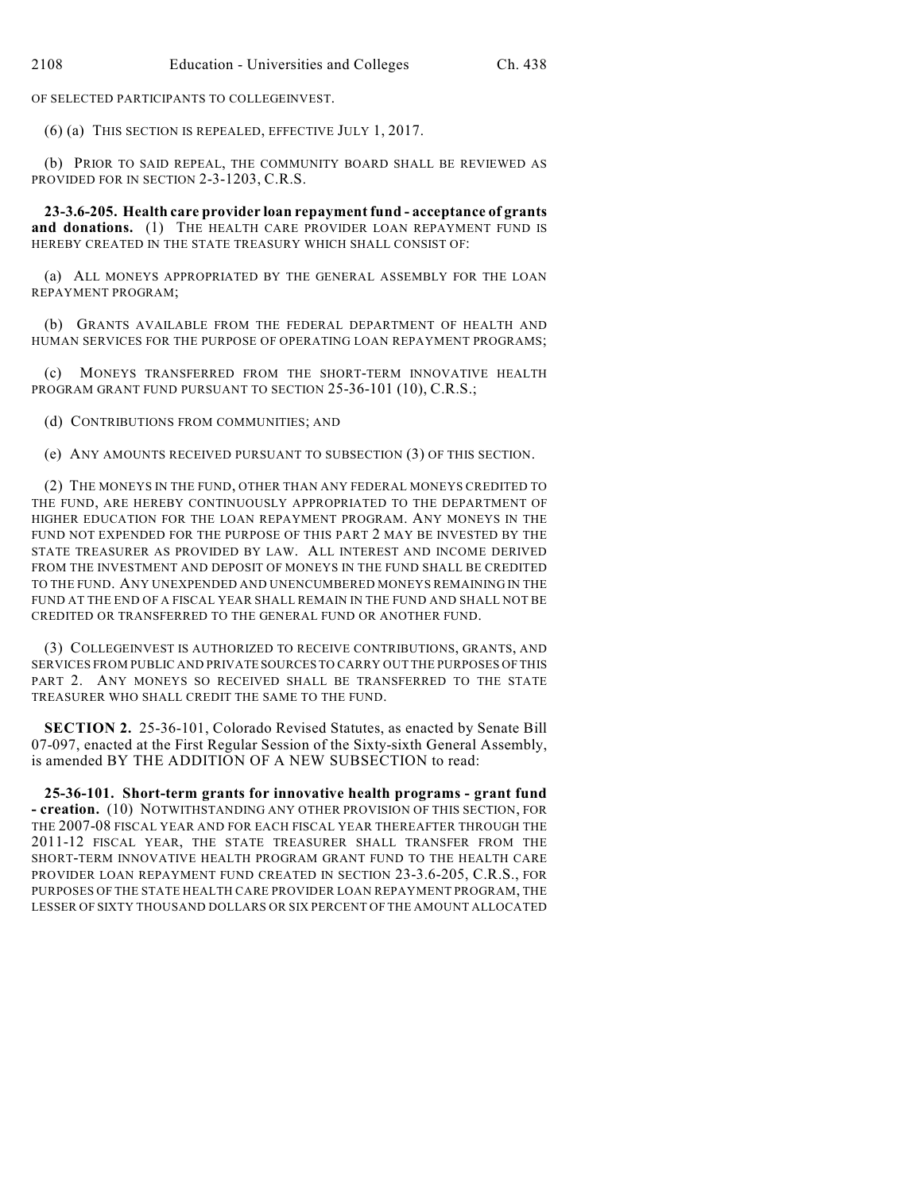OF SELECTED PARTICIPANTS TO COLLEGEINVEST.

(6) (a) THIS SECTION IS REPEALED, EFFECTIVE JULY 1, 2017.

(b) PRIOR TO SAID REPEAL, THE COMMUNITY BOARD SHALL BE REVIEWED AS PROVIDED FOR IN SECTION 2-3-1203, C.R.S.

**23-3.6-205. Health care provider loan repayment fund - acceptance of grants and donations.** (1) THE HEALTH CARE PROVIDER LOAN REPAYMENT FUND IS HEREBY CREATED IN THE STATE TREASURY WHICH SHALL CONSIST OF:

(a) ALL MONEYS APPROPRIATED BY THE GENERAL ASSEMBLY FOR THE LOAN REPAYMENT PROGRAM;

(b) GRANTS AVAILABLE FROM THE FEDERAL DEPARTMENT OF HEALTH AND HUMAN SERVICES FOR THE PURPOSE OF OPERATING LOAN REPAYMENT PROGRAMS;

(c) MONEYS TRANSFERRED FROM THE SHORT-TERM INNOVATIVE HEALTH PROGRAM GRANT FUND PURSUANT TO SECTION 25-36-101 (10), C.R.S.;

(d) CONTRIBUTIONS FROM COMMUNITIES; AND

(e) ANY AMOUNTS RECEIVED PURSUANT TO SUBSECTION (3) OF THIS SECTION.

(2) THE MONEYS IN THE FUND, OTHER THAN ANY FEDERAL MONEYS CREDITED TO THE FUND, ARE HEREBY CONTINUOUSLY APPROPRIATED TO THE DEPARTMENT OF HIGHER EDUCATION FOR THE LOAN REPAYMENT PROGRAM. ANY MONEYS IN THE FUND NOT EXPENDED FOR THE PURPOSE OF THIS PART 2 MAY BE INVESTED BY THE STATE TREASURER AS PROVIDED BY LAW. ALL INTEREST AND INCOME DERIVED FROM THE INVESTMENT AND DEPOSIT OF MONEYS IN THE FUND SHALL BE CREDITED TO THE FUND. ANY UNEXPENDED AND UNENCUMBERED MONEYS REMAINING IN THE FUND AT THE END OF A FISCAL YEAR SHALL REMAIN IN THE FUND AND SHALL NOT BE CREDITED OR TRANSFERRED TO THE GENERAL FUND OR ANOTHER FUND.

(3) COLLEGEINVEST IS AUTHORIZED TO RECEIVE CONTRIBUTIONS, GRANTS, AND SERVICES FROM PUBLIC AND PRIVATE SOURCES TO CARRY OUT THE PURPOSES OF THIS PART 2. ANY MONEYS SO RECEIVED SHALL BE TRANSFERRED TO THE STATE TREASURER WHO SHALL CREDIT THE SAME TO THE FUND.

**SECTION 2.** 25-36-101, Colorado Revised Statutes, as enacted by Senate Bill 07-097, enacted at the First Regular Session of the Sixty-sixth General Assembly, is amended BY THE ADDITION OF A NEW SUBSECTION to read:

**25-36-101. Short-term grants for innovative health programs - grant fund - creation.** (10) NOTWITHSTANDING ANY OTHER PROVISION OF THIS SECTION, FOR THE 2007-08 FISCAL YEAR AND FOR EACH FISCAL YEAR THEREAFTER THROUGH THE 2011-12 FISCAL YEAR, THE STATE TREASURER SHALL TRANSFER FROM THE SHORT-TERM INNOVATIVE HEALTH PROGRAM GRANT FUND TO THE HEALTH CARE PROVIDER LOAN REPAYMENT FUND CREATED IN SECTION 23-3.6-205, C.R.S., FOR PURPOSES OF THE STATE HEALTH CARE PROVIDER LOAN REPAYMENT PROGRAM, THE LESSER OF SIXTY THOUSAND DOLLARS OR SIX PERCENT OF THE AMOUNT ALLOCATED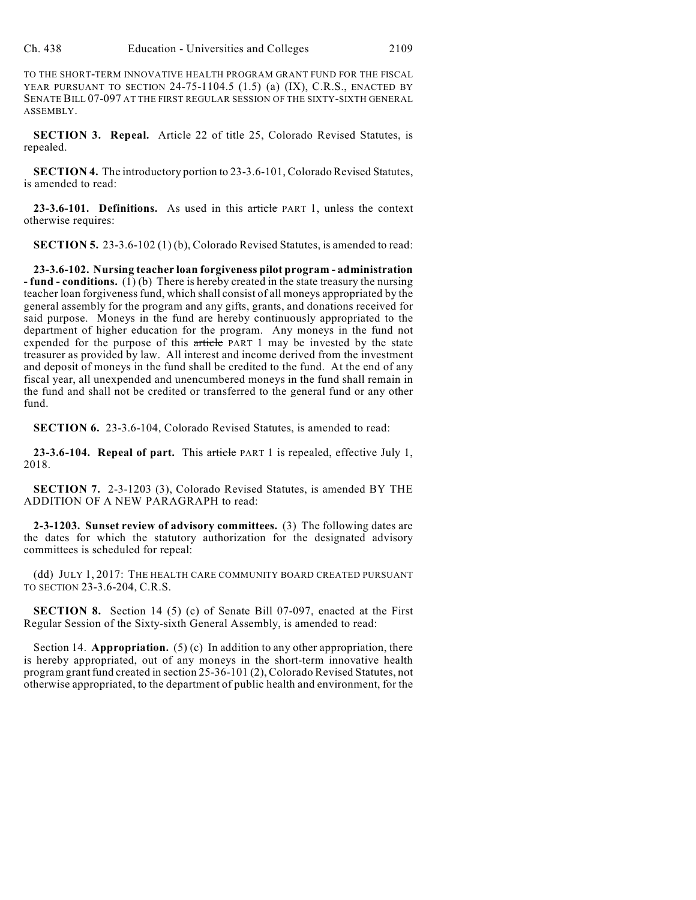TO THE SHORT-TERM INNOVATIVE HEALTH PROGRAM GRANT FUND FOR THE FISCAL YEAR PURSUANT TO SECTION 24-75-1104.5 (1.5) (a) (IX), C.R.S., ENACTED BY SENATE BILL 07-097 AT THE FIRST REGULAR SESSION OF THE SIXTY-SIXTH GENERAL ASSEMBLY.

**SECTION 3. Repeal.** Article 22 of title 25, Colorado Revised Statutes, is repealed.

**SECTION 4.** The introductory portion to 23-3.6-101, Colorado Revised Statutes, is amended to read:

**23-3.6-101. Definitions.** As used in this ~~article~~ PART 1, unless the context otherwise requires:

**SECTION 5.** 23-3.6-102 (1) (b), Colorado Revised Statutes, is amended to read:

**23-3.6-102. Nursing teacher loan forgiveness pilot program - administration - fund - conditions.** (1) (b) There is hereby created in the state treasury the nursing teacher loan forgiveness fund, which shall consist of all moneys appropriated by the general assembly for the program and any gifts, grants, and donations received for said purpose. Moneys in the fund are hereby continuously appropriated to the department of higher education for the program. Any moneys in the fund not expended for the purpose of this ~~article~~ PART 1 may be invested by the state treasurer as provided by law. All interest and income derived from the investment and deposit of moneys in the fund shall be credited to the fund. At the end of any fiscal year, all unexpended and unencumbered moneys in the fund shall remain in the fund and shall not be credited or transferred to the general fund or any other fund.

**SECTION 6.** 23-3.6-104, Colorado Revised Statutes, is amended to read:

**23-3.6-104. Repeal of part.** This ~~article~~ PART 1 is repealed, effective July 1, 2018.

**SECTION 7.** 2-3-1203 (3), Colorado Revised Statutes, is amended BY THE ADDITION OF A NEW PARAGRAPH to read:

**2-3-1203. Sunset review of advisory committees.** (3) The following dates are the dates for which the statutory authorization for the designated advisory committees is scheduled for repeal:

(dd) JULY 1, 2017: THE HEALTH CARE COMMUNITY BOARD CREATED PURSUANT TO SECTION 23-3.6-204, C.R.S.

**SECTION 8.** Section 14 (5) (c) of Senate Bill 07-097, enacted at the First Regular Session of the Sixty-sixth General Assembly, is amended to read:

Section 14. **Appropriation.** (5) (c) In addition to any other appropriation, there is hereby appropriated, out of any moneys in the short-term innovative health program grant fund created in section 25-36-101 (2), Colorado Revised Statutes, not otherwise appropriated, to the department of public health and environment, for the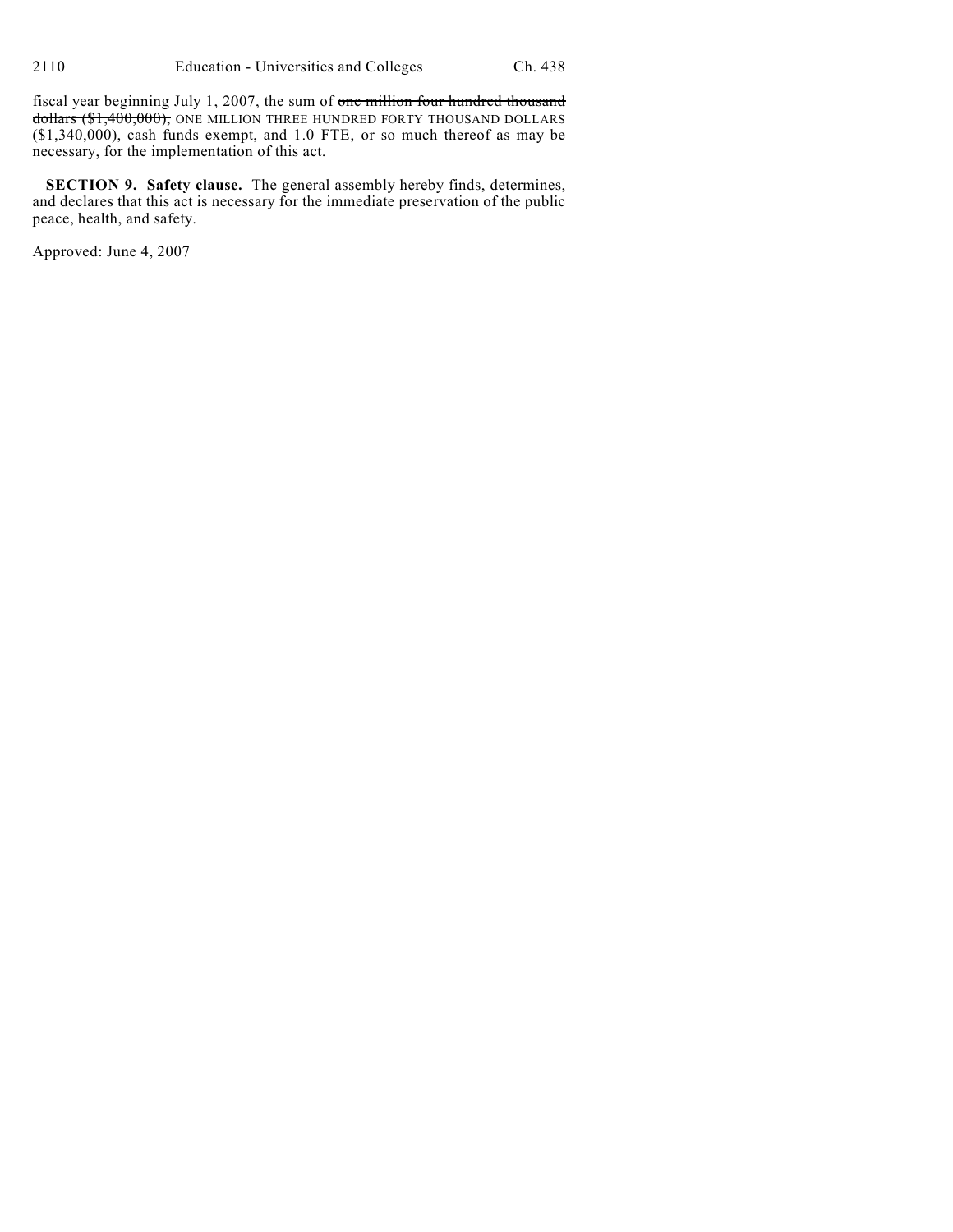fiscal year beginning July 1, 2007, the sum of ~~one million four hundred thousand dollars ($1,400,000),~~ ONE MILLION THREE HUNDRED FORTY THOUSAND DOLLARS ($1,340,000), cash funds exempt, and 1.0 FTE, or so much thereof as may be necessary, for the implementation of this act.

**SECTION 9. Safety clause.** The general assembly hereby finds, determines, and declares that this act is necessary for the immediate preservation of the public peace, health, and safety.

Approved: June 4, 2007